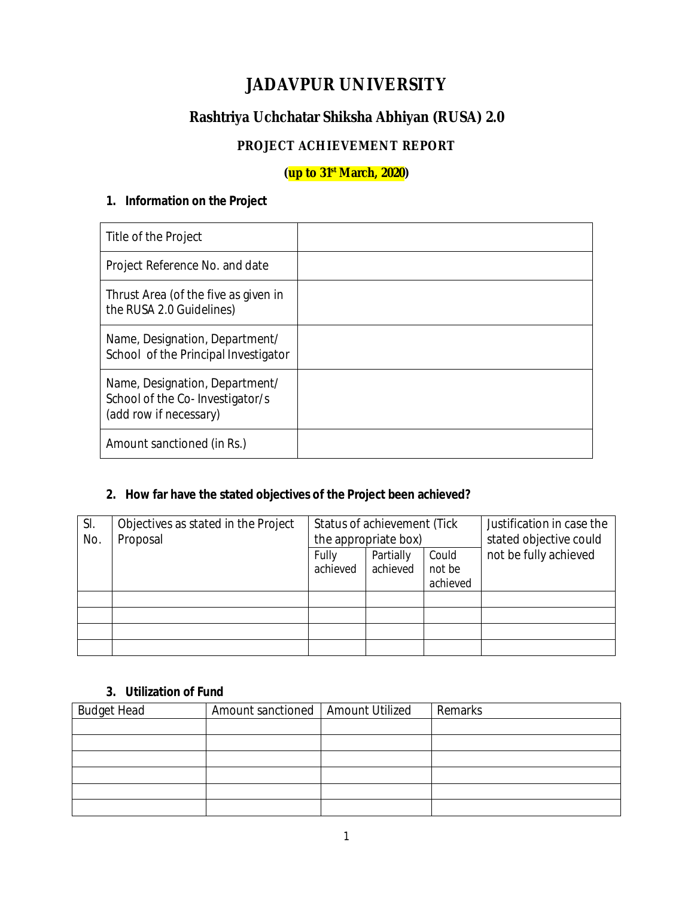# JADAVPUR UNIVERSITY

## Rashtriya Uchchatar Shiksha Abhiyan (RUSA) 2.0

### PROJECT ACHIEVEMENT REPORT

**(up to 31st March, 2020)**

**1. Information on the Project**

| | |
|---|---|
| Title of the Project | |
| Project Reference No. and date | |
| Thrust Area (of the five as given in the RUSA 2.0 Guidelines) | |
| Name, Designation, Department/ School of the Principal Investigator | |
| Name, Designation, Department/ School of the Co- Investigator/s (add row if necessary) | |
| Amount sanctioned (in Rs.) | |

**2. How far have the stated objectives of the Project been achieved?**

| Sl. No. | Objectives as stated in the Project Proposal | Status of achievement (Tick the appropriate box) | | | Justification in case the stated objective could not be fully achieved |
|---|---|---|---|---|---|
| | | Fully achieved | Partially achieved | Could not be achieved | |
| | | | | | |
| | | | | | |
| | | | | | |
| | | | | | |

**3. Utilization of Fund**

| Budget Head | Amount sanctioned | Amount Utilized | Remarks |
|---|---|---|---|
| | | | |
| | | | |
| | | | |
| | | | |
| | | | |
| | | | |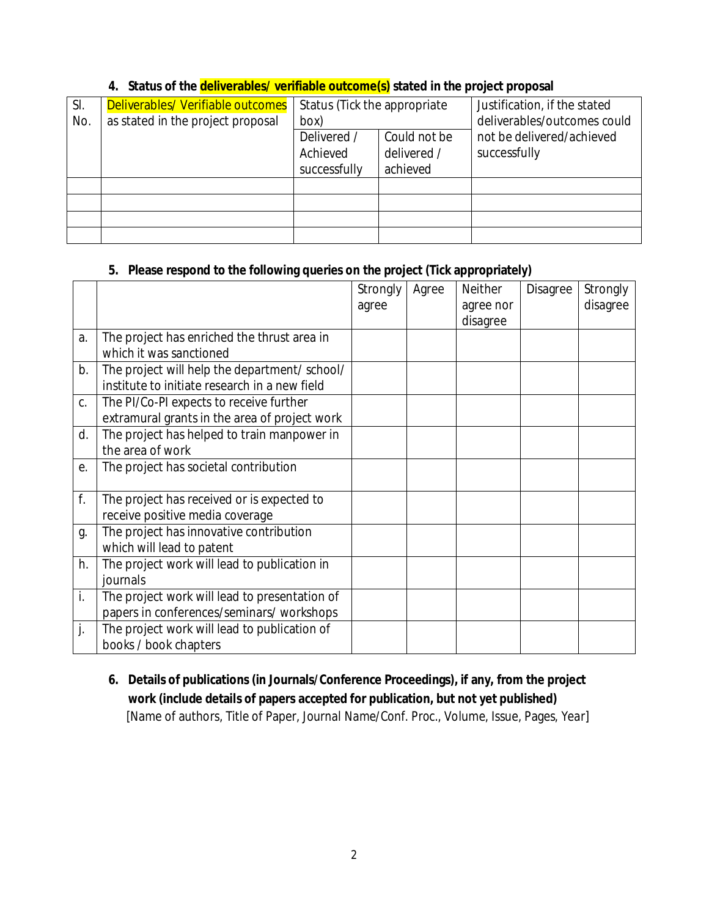**4. Status of the deliverables/ verifiable outcome(s) stated in the project proposal**

| Sl. No. | Deliverables/ Verifiable outcomes as stated in the project proposal | Status (Tick the appropriate box) | | Justification, if the stated deliverables/outcomes could not be delivered/achieved successfully |
|---|---|---|---|---|
| | | Delivered / Achieved successfully | Could not be delivered / achieved | |
| | | | | |
| | | | | |
| | | | | |
| | | | | |

**5. Please respond to the following queries on the project (Tick appropriately)**

| | | Strongly agree | Agree | Neither agree nor disagree | Disagree | Strongly disagree |
|---|---|---|---|---|---|---|
| a. | The project has enriched the thrust area in which it was sanctioned | | | | | |
| b. | The project will help the department/ school/ institute to initiate research in a new field | | | | | |
| c. | The PI/Co-PI expects to receive further extramural grants in the area of project work | | | | | |
| d. | The project has helped to train manpower in the area of work | | | | | |
| e. | The project has societal contribution | | | | | |
| f. | The project has received or is expected to receive positive media coverage | | | | | |
| g. | The project has innovative contribution which will lead to patent | | | | | |
| h. | The project work will lead to publication in journals | | | | | |
| i. | The project work will lead to presentation of papers in conferences/seminars/ workshops | | | | | |
| j. | The project work will lead to publication of books / book chapters | | | | | |

**6. Details of publications (in Journals/Conference Proceedings), if any, from the project work (include details of papers accepted for publication, but not yet published)**

[Name of authors, Title of Paper, Journal Name/Conf. Proc., Volume, Issue, Pages, Year]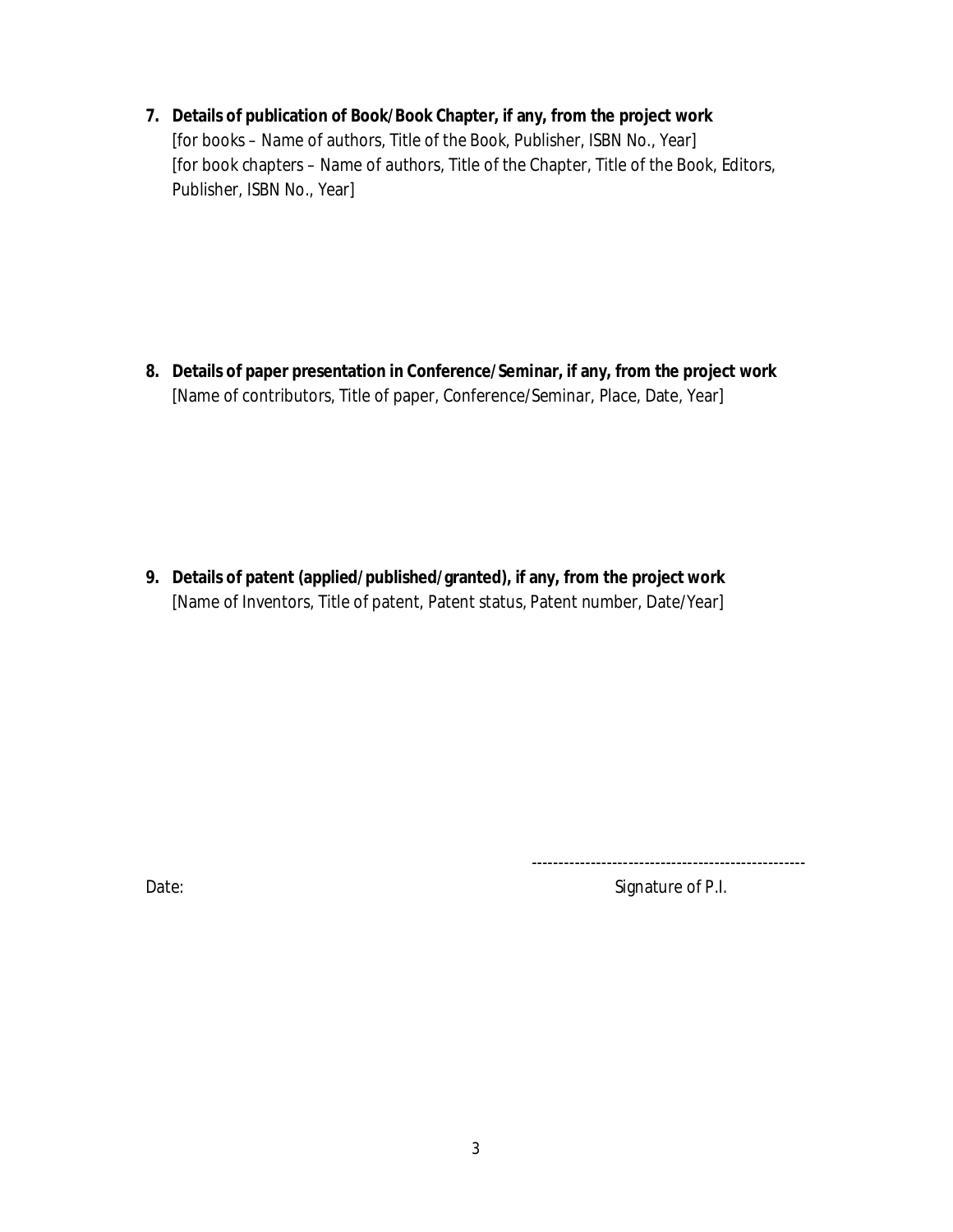**7. Details of publication of Book/Book Chapter, if any, from the project work**

[for books – Name of authors, Title of the Book, Publisher, ISBN No., Year]
[for book chapters – Name of authors, Title of the Chapter, Title of the Book, Editors, Publisher, ISBN No., Year]

**8. Details of paper presentation in Conference/Seminar, if any, from the project work**

[Name of contributors, Title of paper, Conference/Seminar, Place, Date, Year]

**9. Details of patent (applied/published/granted), if any, from the project work**

[Name of Inventors, Title of patent, Patent status, Patent number, Date/Year]

---------------------------------------------------

Date: Signature of P.I.